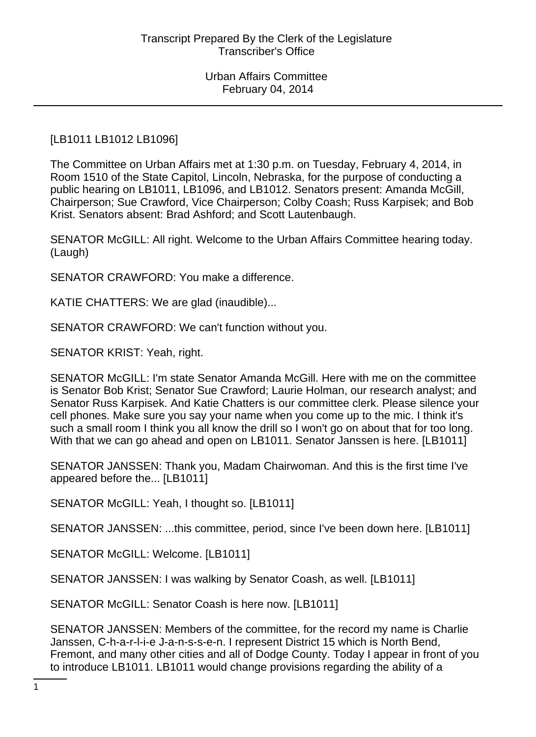Transcript Prepared By the Clerk of the Legislature
Transcriber's Office

Urban Affairs Committee
February 04, 2014

[LB1011 LB1012 LB1096]

The Committee on Urban Affairs met at 1:30 p.m. on Tuesday, February 4, 2014, in Room 1510 of the State Capitol, Lincoln, Nebraska, for the purpose of conducting a public hearing on LB1011, LB1096, and LB1012. Senators present: Amanda McGill, Chairperson; Sue Crawford, Vice Chairperson; Colby Coash; Russ Karpisek; and Bob Krist. Senators absent: Brad Ashford; and Scott Lautenbaugh.

SENATOR McGILL: All right. Welcome to the Urban Affairs Committee hearing today. (Laugh)

SENATOR CRAWFORD: You make a difference.

KATIE CHATTERS: We are glad (inaudible)...

SENATOR CRAWFORD: We can't function without you.

SENATOR KRIST: Yeah, right.

SENATOR McGILL: I'm state Senator Amanda McGill. Here with me on the committee is Senator Bob Krist; Senator Sue Crawford; Laurie Holman, our research analyst; and Senator Russ Karpisek. And Katie Chatters is our committee clerk. Please silence your cell phones. Make sure you say your name when you come up to the mic. I think it's such a small room I think you all know the drill so I won't go on about that for too long. With that we can go ahead and open on LB1011. Senator Janssen is here. [LB1011]

SENATOR JANSSEN: Thank you, Madam Chairwoman. And this is the first time I've appeared before the... [LB1011]

SENATOR McGILL: Yeah, I thought so. [LB1011]

SENATOR JANSSEN: ...this committee, period, since I've been down here. [LB1011]

SENATOR McGILL: Welcome. [LB1011]

SENATOR JANSSEN: I was walking by Senator Coash, as well. [LB1011]

SENATOR McGILL: Senator Coash is here now. [LB1011]

SENATOR JANSSEN: Members of the committee, for the record my name is Charlie Janssen, C-h-a-r-l-i-e J-a-n-s-s-e-n. I represent District 15 which is North Bend, Fremont, and many other cities and all of Dodge County. Today I appear in front of you to introduce LB1011. LB1011 would change provisions regarding the ability of a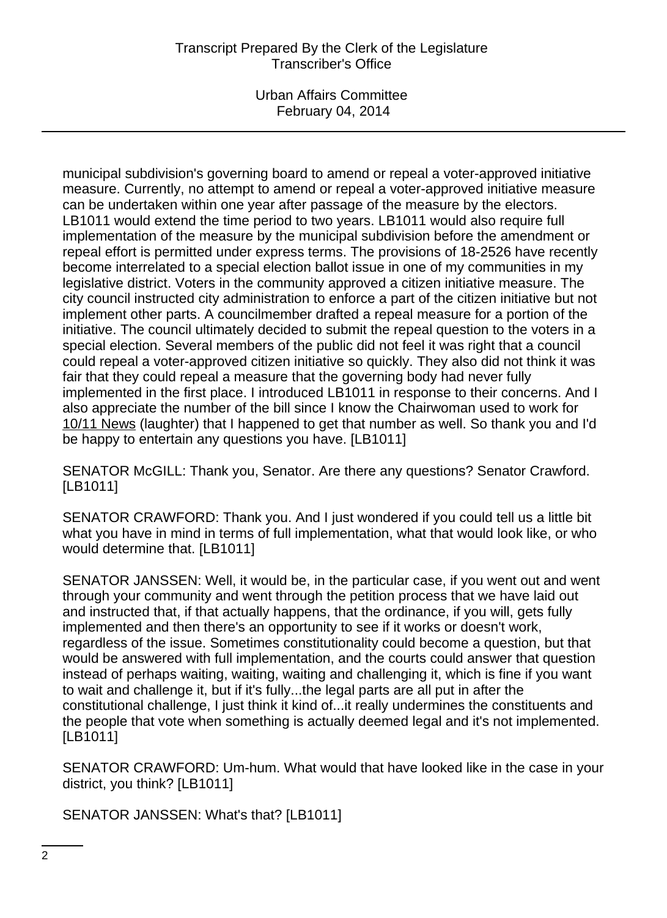municipal subdivision's governing board to amend or repeal a voter-approved initiative measure. Currently, no attempt to amend or repeal a voter-approved initiative measure can be undertaken within one year after passage of the measure by the electors. LB1011 would extend the time period to two years. LB1011 would also require full implementation of the measure by the municipal subdivision before the amendment or repeal effort is permitted under express terms. The provisions of 18-2526 have recently become interrelated to a special election ballot issue in one of my communities in my legislative district. Voters in the community approved a citizen initiative measure. The city council instructed city administration to enforce a part of the citizen initiative but not implement other parts. A councilmember drafted a repeal measure for a portion of the initiative. The council ultimately decided to submit the repeal question to the voters in a special election. Several members of the public did not feel it was right that a council could repeal a voter-approved citizen initiative so quickly. They also did not think it was fair that they could repeal a measure that the governing body had never fully implemented in the first place. I introduced LB1011 in response to their concerns. And I also appreciate the number of the bill since I know the Chairwoman used to work for 10/11 News (laughter) that I happened to get that number as well. So thank you and I'd be happy to entertain any questions you have. [LB1011]

SENATOR McGILL: Thank you, Senator. Are there any questions? Senator Crawford. [LB1011]

SENATOR CRAWFORD: Thank you. And I just wondered if you could tell us a little bit what you have in mind in terms of full implementation, what that would look like, or who would determine that. [LB1011]

SENATOR JANSSEN: Well, it would be, in the particular case, if you went out and went through your community and went through the petition process that we have laid out and instructed that, if that actually happens, that the ordinance, if you will, gets fully implemented and then there's an opportunity to see if it works or doesn't work, regardless of the issue. Sometimes constitutionality could become a question, but that would be answered with full implementation, and the courts could answer that question instead of perhaps waiting, waiting, waiting and challenging it, which is fine if you want to wait and challenge it, but if it's fully...the legal parts are all put in after the constitutional challenge, I just think it kind of...it really undermines the constituents and the people that vote when something is actually deemed legal and it's not implemented. [LB1011]

SENATOR CRAWFORD: Um-hum. What would that have looked like in the case in your district, you think? [LB1011]

SENATOR JANSSEN: What's that? [LB1011]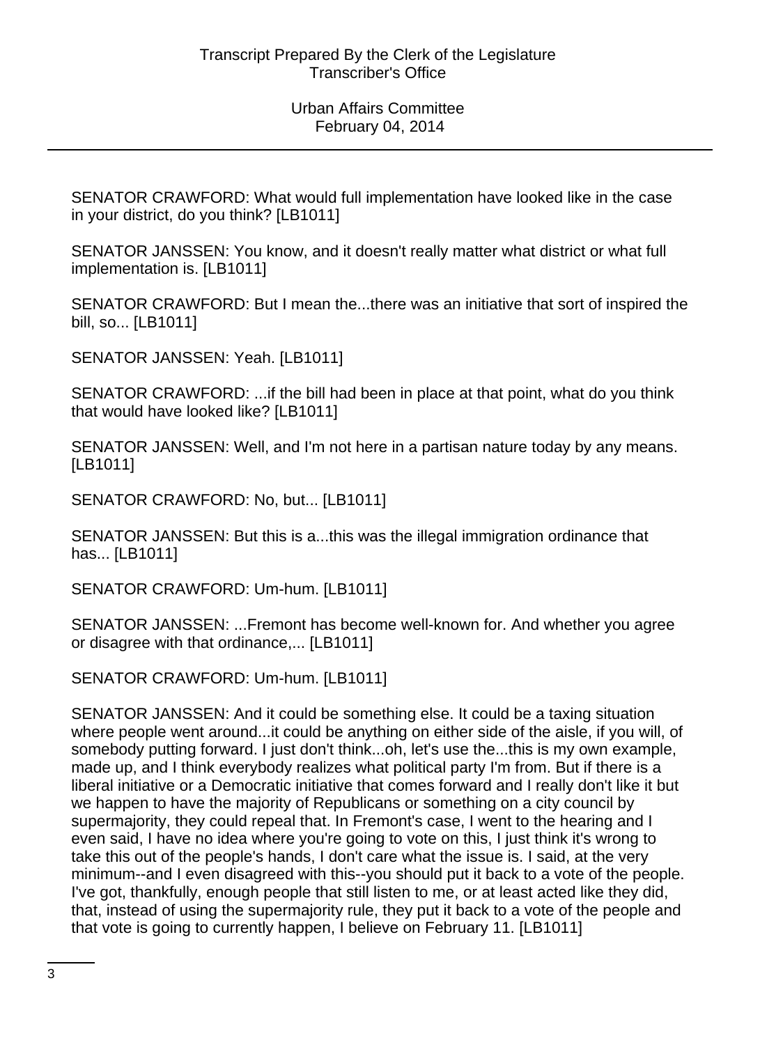SENATOR CRAWFORD: What would full implementation have looked like in the case in your district, do you think? [LB1011]

SENATOR JANSSEN: You know, and it doesn't really matter what district or what full implementation is. [LB1011]

SENATOR CRAWFORD: But I mean the...there was an initiative that sort of inspired the bill, so... [LB1011]

SENATOR JANSSEN: Yeah. [LB1011]

SENATOR CRAWFORD: ...if the bill had been in place at that point, what do you think that would have looked like? [LB1011]

SENATOR JANSSEN: Well, and I'm not here in a partisan nature today by any means. [LB1011]

SENATOR CRAWFORD: No, but... [LB1011]

SENATOR JANSSEN: But this is a...this was the illegal immigration ordinance that has... [LB1011]

SENATOR CRAWFORD: Um-hum. [LB1011]

SENATOR JANSSEN: ...Fremont has become well-known for. And whether you agree or disagree with that ordinance,... [LB1011]

SENATOR CRAWFORD: Um-hum. [LB1011]

SENATOR JANSSEN: And it could be something else. It could be a taxing situation where people went around...it could be anything on either side of the aisle, if you will, of somebody putting forward. I just don't think...oh, let's use the...this is my own example, made up, and I think everybody realizes what political party I'm from. But if there is a liberal initiative or a Democratic initiative that comes forward and I really don't like it but we happen to have the majority of Republicans or something on a city council by supermajority, they could repeal that. In Fremont's case, I went to the hearing and I even said, I have no idea where you're going to vote on this, I just think it's wrong to take this out of the people's hands, I don't care what the issue is. I said, at the very minimum--and I even disagreed with this--you should put it back to a vote of the people. I've got, thankfully, enough people that still listen to me, or at least acted like they did, that, instead of using the supermajority rule, they put it back to a vote of the people and that vote is going to currently happen, I believe on February 11. [LB1011]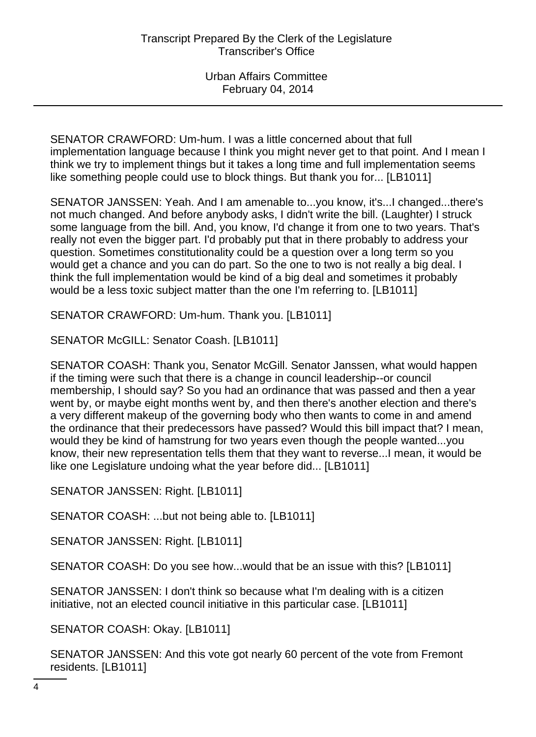SENATOR CRAWFORD: Um-hum. I was a little concerned about that full implementation language because I think you might never get to that point. And I mean I think we try to implement things but it takes a long time and full implementation seems like something people could use to block things. But thank you for... [LB1011]

SENATOR JANSSEN: Yeah. And I am amenable to...you know, it's...I changed...there's not much changed. And before anybody asks, I didn't write the bill. (Laughter) I struck some language from the bill. And, you know, I'd change it from one to two years. That's really not even the bigger part. I'd probably put that in there probably to address your question. Sometimes constitutionality could be a question over a long term so you would get a chance and you can do part. So the one to two is not really a big deal. I think the full implementation would be kind of a big deal and sometimes it probably would be a less toxic subject matter than the one I'm referring to. [LB1011]

SENATOR CRAWFORD: Um-hum. Thank you. [LB1011]

SENATOR McGILL: Senator Coash. [LB1011]

SENATOR COASH: Thank you, Senator McGill. Senator Janssen, what would happen if the timing were such that there is a change in council leadership--or council membership, I should say? So you had an ordinance that was passed and then a year went by, or maybe eight months went by, and then there's another election and there's a very different makeup of the governing body who then wants to come in and amend the ordinance that their predecessors have passed? Would this bill impact that? I mean, would they be kind of hamstrung for two years even though the people wanted...you know, their new representation tells them that they want to reverse...I mean, it would be like one Legislature undoing what the year before did... [LB1011]

SENATOR JANSSEN: Right. [LB1011]

SENATOR COASH: ...but not being able to. [LB1011]

SENATOR JANSSEN: Right. [LB1011]

SENATOR COASH: Do you see how...would that be an issue with this? [LB1011]

SENATOR JANSSEN: I don't think so because what I'm dealing with is a citizen initiative, not an elected council initiative in this particular case. [LB1011]

SENATOR COASH: Okay. [LB1011]

SENATOR JANSSEN: And this vote got nearly 60 percent of the vote from Fremont residents. [LB1011]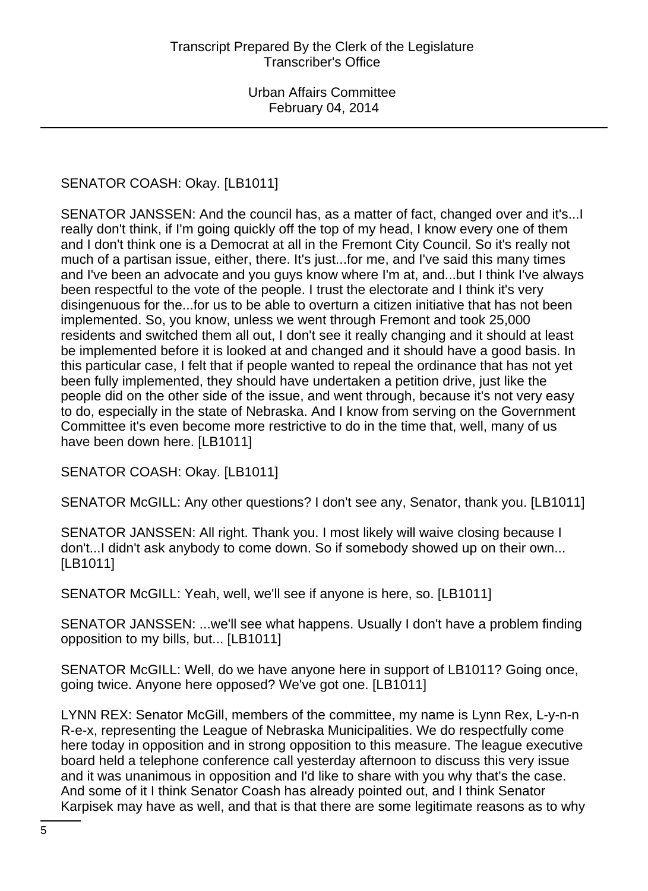SENATOR COASH: Okay. [LB1011]

SENATOR JANSSEN: And the council has, as a matter of fact, changed over and it's...I really don't think, if I'm going quickly off the top of my head, I know every one of them and I don't think one is a Democrat at all in the Fremont City Council. So it's really not much of a partisan issue, either, there. It's just...for me, and I've said this many times and I've been an advocate and you guys know where I'm at, and...but I think I've always been respectful to the vote of the people. I trust the electorate and I think it's very disingenuous for the...for us to be able to overturn a citizen initiative that has not been implemented. So, you know, unless we went through Fremont and took 25,000 residents and switched them all out, I don't see it really changing and it should at least be implemented before it is looked at and changed and it should have a good basis. In this particular case, I felt that if people wanted to repeal the ordinance that has not yet been fully implemented, they should have undertaken a petition drive, just like the people did on the other side of the issue, and went through, because it's not very easy to do, especially in the state of Nebraska. And I know from serving on the Government Committee it's even become more restrictive to do in the time that, well, many of us have been down here. [LB1011]

SENATOR COASH: Okay. [LB1011]

SENATOR McGILL: Any other questions? I don't see any, Senator, thank you. [LB1011]

SENATOR JANSSEN: All right. Thank you. I most likely will waive closing because I don't...I didn't ask anybody to come down. So if somebody showed up on their own... [LB1011]

SENATOR McGILL: Yeah, well, we'll see if anyone is here, so. [LB1011]

SENATOR JANSSEN: ...we'll see what happens. Usually I don't have a problem finding opposition to my bills, but... [LB1011]

SENATOR McGILL: Well, do we have anyone here in support of LB1011? Going once, going twice. Anyone here opposed? We've got one. [LB1011]

LYNN REX: Senator McGill, members of the committee, my name is Lynn Rex, L-y-n-n R-e-x, representing the League of Nebraska Municipalities. We do respectfully come here today in opposition and in strong opposition to this measure. The league executive board held a telephone conference call yesterday afternoon to discuss this very issue and it was unanimous in opposition and I'd like to share with you why that's the case. And some of it I think Senator Coash has already pointed out, and I think Senator Karpisek may have as well, and that is that there are some legitimate reasons as to why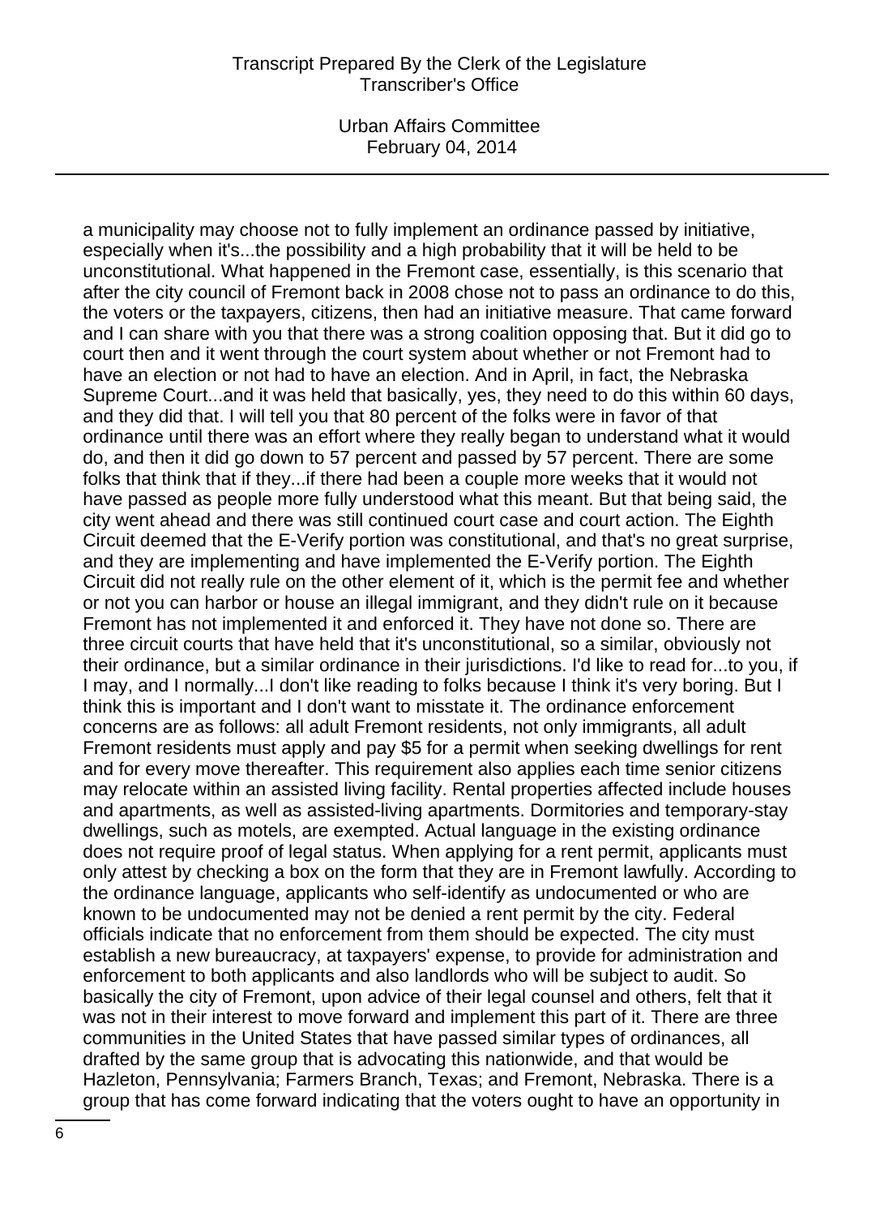a municipality may choose not to fully implement an ordinance passed by initiative, especially when it's...the possibility and a high probability that it will be held to be unconstitutional. What happened in the Fremont case, essentially, is this scenario that after the city council of Fremont back in 2008 chose not to pass an ordinance to do this, the voters or the taxpayers, citizens, then had an initiative measure. That came forward and I can share with you that there was a strong coalition opposing that. But it did go to court then and it went through the court system about whether or not Fremont had to have an election or not had to have an election. And in April, in fact, the Nebraska Supreme Court...and it was held that basically, yes, they need to do this within 60 days, and they did that. I will tell you that 80 percent of the folks were in favor of that ordinance until there was an effort where they really began to understand what it would do, and then it did go down to 57 percent and passed by 57 percent. There are some folks that think that if they...if there had been a couple more weeks that it would not have passed as people more fully understood what this meant. But that being said, the city went ahead and there was still continued court case and court action. The Eighth Circuit deemed that the E-Verify portion was constitutional, and that's no great surprise, and they are implementing and have implemented the E-Verify portion. The Eighth Circuit did not really rule on the other element of it, which is the permit fee and whether or not you can harbor or house an illegal immigrant, and they didn't rule on it because Fremont has not implemented it and enforced it. They have not done so. There are three circuit courts that have held that it's unconstitutional, so a similar, obviously not their ordinance, but a similar ordinance in their jurisdictions. I'd like to read for...to you, if I may, and I normally...I don't like reading to folks because I think it's very boring. But I think this is important and I don't want to misstate it. The ordinance enforcement concerns are as follows: all adult Fremont residents, not only immigrants, all adult Fremont residents must apply and pay $5 for a permit when seeking dwellings for rent and for every move thereafter. This requirement also applies each time senior citizens may relocate within an assisted living facility. Rental properties affected include houses and apartments, as well as assisted-living apartments. Dormitories and temporary-stay dwellings, such as motels, are exempted. Actual language in the existing ordinance does not require proof of legal status. When applying for a rent permit, applicants must only attest by checking a box on the form that they are in Fremont lawfully. According to the ordinance language, applicants who self-identify as undocumented or who are known to be undocumented may not be denied a rent permit by the city. Federal officials indicate that no enforcement from them should be expected. The city must establish a new bureaucracy, at taxpayers' expense, to provide for administration and enforcement to both applicants and also landlords who will be subject to audit. So basically the city of Fremont, upon advice of their legal counsel and others, felt that it was not in their interest to move forward and implement this part of it. There are three communities in the United States that have passed similar types of ordinances, all drafted by the same group that is advocating this nationwide, and that would be Hazleton, Pennsylvania; Farmers Branch, Texas; and Fremont, Nebraska. There is a group that has come forward indicating that the voters ought to have an opportunity in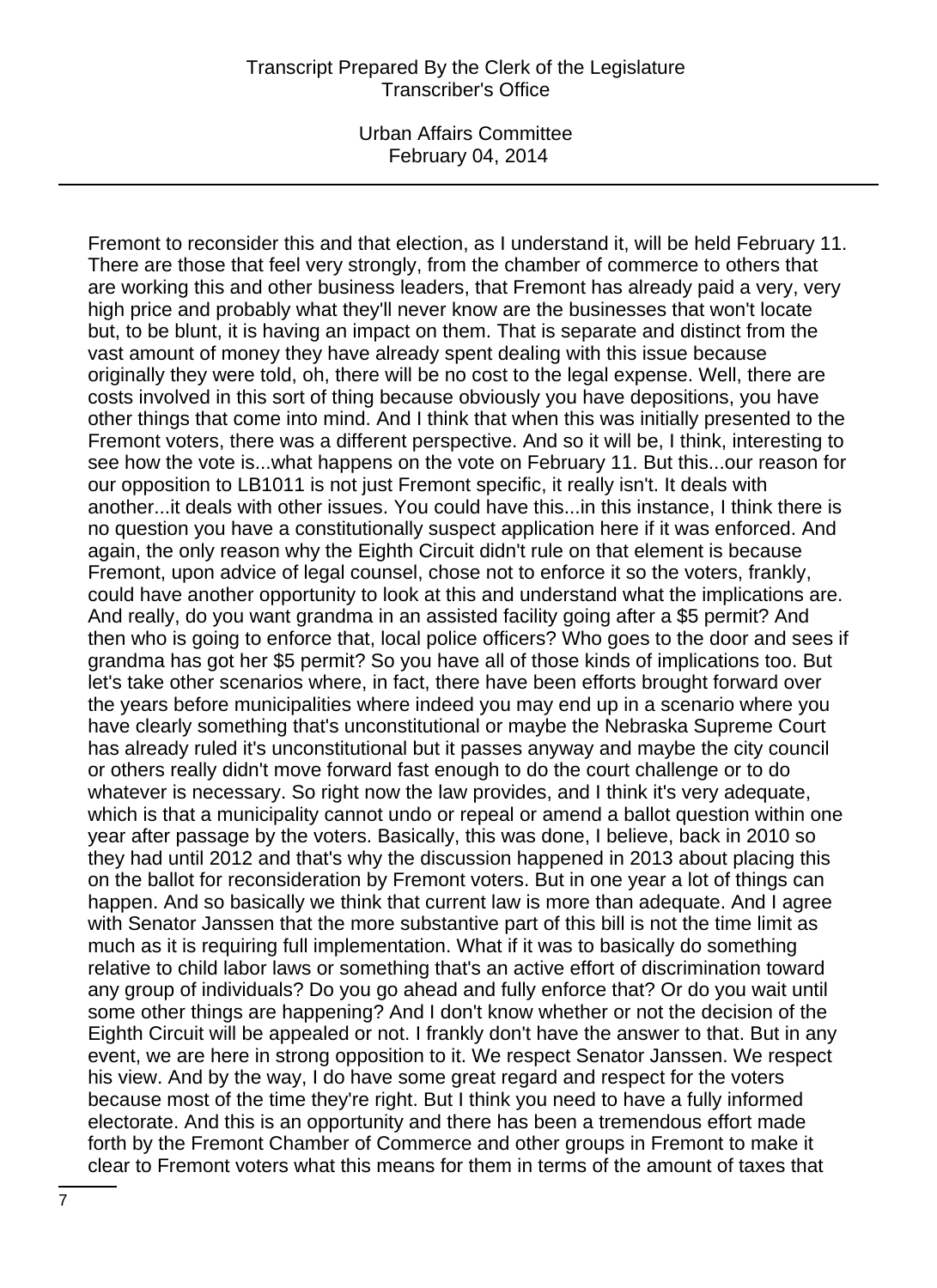Fremont to reconsider this and that election, as I understand it, will be held February 11. There are those that feel very strongly, from the chamber of commerce to others that are working this and other business leaders, that Fremont has already paid a very, very high price and probably what they'll never know are the businesses that won't locate but, to be blunt, it is having an impact on them. That is separate and distinct from the vast amount of money they have already spent dealing with this issue because originally they were told, oh, there will be no cost to the legal expense. Well, there are costs involved in this sort of thing because obviously you have depositions, you have other things that come into mind. And I think that when this was initially presented to the Fremont voters, there was a different perspective. And so it will be, I think, interesting to see how the vote is...what happens on the vote on February 11. But this...our reason for our opposition to LB1011 is not just Fremont specific, it really isn't. It deals with another...it deals with other issues. You could have this...in this instance, I think there is no question you have a constitutionally suspect application here if it was enforced. And again, the only reason why the Eighth Circuit didn't rule on that element is because Fremont, upon advice of legal counsel, chose not to enforce it so the voters, frankly, could have another opportunity to look at this and understand what the implications are. And really, do you want grandma in an assisted facility going after a $5 permit? And then who is going to enforce that, local police officers? Who goes to the door and sees if grandma has got her $5 permit? So you have all of those kinds of implications too. But let's take other scenarios where, in fact, there have been efforts brought forward over the years before municipalities where indeed you may end up in a scenario where you have clearly something that's unconstitutional or maybe the Nebraska Supreme Court has already ruled it's unconstitutional but it passes anyway and maybe the city council or others really didn't move forward fast enough to do the court challenge or to do whatever is necessary. So right now the law provides, and I think it's very adequate, which is that a municipality cannot undo or repeal or amend a ballot question within one year after passage by the voters. Basically, this was done, I believe, back in 2010 so they had until 2012 and that's why the discussion happened in 2013 about placing this on the ballot for reconsideration by Fremont voters. But in one year a lot of things can happen. And so basically we think that current law is more than adequate. And I agree with Senator Janssen that the more substantive part of this bill is not the time limit as much as it is requiring full implementation. What if it was to basically do something relative to child labor laws or something that's an active effort of discrimination toward any group of individuals? Do you go ahead and fully enforce that? Or do you wait until some other things are happening? And I don't know whether or not the decision of the Eighth Circuit will be appealed or not. I frankly don't have the answer to that. But in any event, we are here in strong opposition to it. We respect Senator Janssen. We respect his view. And by the way, I do have some great regard and respect for the voters because most of the time they're right. But I think you need to have a fully informed electorate. And this is an opportunity and there has been a tremendous effort made forth by the Fremont Chamber of Commerce and other groups in Fremont to make it clear to Fremont voters what this means for them in terms of the amount of taxes that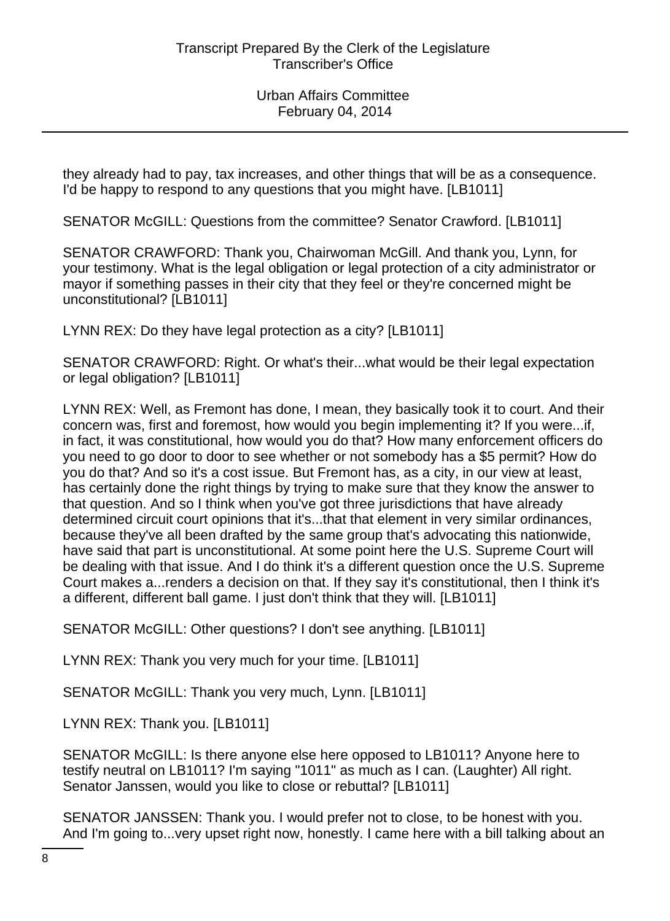they already had to pay, tax increases, and other things that will be as a consequence. I'd be happy to respond to any questions that you might have. [LB1011]

SENATOR McGILL: Questions from the committee? Senator Crawford. [LB1011]

SENATOR CRAWFORD: Thank you, Chairwoman McGill. And thank you, Lynn, for your testimony. What is the legal obligation or legal protection of a city administrator or mayor if something passes in their city that they feel or they're concerned might be unconstitutional? [LB1011]

LYNN REX: Do they have legal protection as a city? [LB1011]

SENATOR CRAWFORD: Right. Or what's their...what would be their legal expectation or legal obligation? [LB1011]

LYNN REX: Well, as Fremont has done, I mean, they basically took it to court. And their concern was, first and foremost, how would you begin implementing it? If you were...if, in fact, it was constitutional, how would you do that? How many enforcement officers do you need to go door to door to see whether or not somebody has a $5 permit? How do you do that? And so it's a cost issue. But Fremont has, as a city, in our view at least, has certainly done the right things by trying to make sure that they know the answer to that question. And so I think when you've got three jurisdictions that have already determined circuit court opinions that it's...that that element in very similar ordinances, because they've all been drafted by the same group that's advocating this nationwide, have said that part is unconstitutional. At some point here the U.S. Supreme Court will be dealing with that issue. And I do think it's a different question once the U.S. Supreme Court makes a...renders a decision on that. If they say it's constitutional, then I think it's a different, different ball game. I just don't think that they will. [LB1011]

SENATOR McGILL: Other questions? I don't see anything. [LB1011]

LYNN REX: Thank you very much for your time. [LB1011]

SENATOR McGILL: Thank you very much, Lynn. [LB1011]

LYNN REX: Thank you. [LB1011]

SENATOR McGILL: Is there anyone else here opposed to LB1011? Anyone here to testify neutral on LB1011? I'm saying "1011" as much as I can. (Laughter) All right. Senator Janssen, would you like to close or rebuttal? [LB1011]

SENATOR JANSSEN: Thank you. I would prefer not to close, to be honest with you. And I'm going to...very upset right now, honestly. I came here with a bill talking about an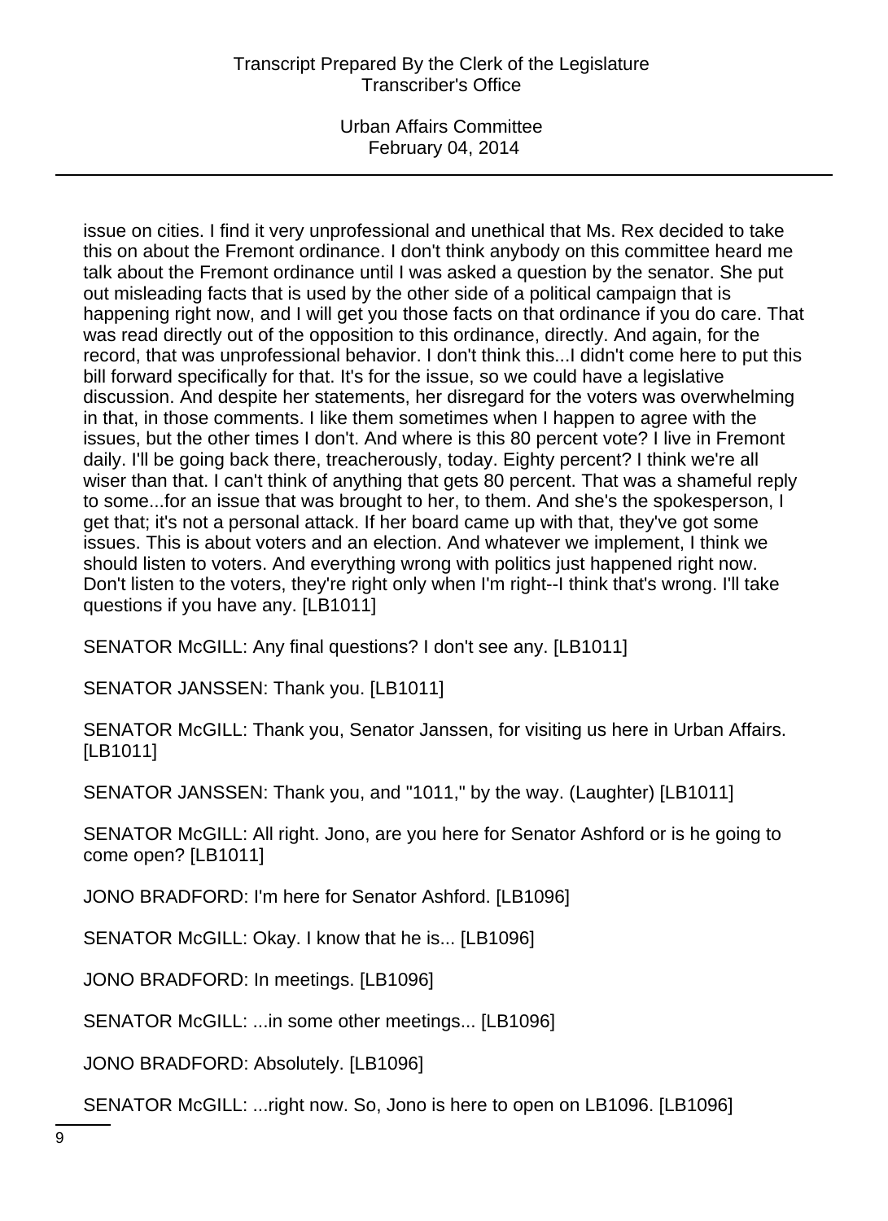issue on cities. I find it very unprofessional and unethical that Ms. Rex decided to take this on about the Fremont ordinance. I don't think anybody on this committee heard me talk about the Fremont ordinance until I was asked a question by the senator. She put out misleading facts that is used by the other side of a political campaign that is happening right now, and I will get you those facts on that ordinance if you do care. That was read directly out of the opposition to this ordinance, directly. And again, for the record, that was unprofessional behavior. I don't think this...I didn't come here to put this bill forward specifically for that. It's for the issue, so we could have a legislative discussion. And despite her statements, her disregard for the voters was overwhelming in that, in those comments. I like them sometimes when I happen to agree with the issues, but the other times I don't. And where is this 80 percent vote? I live in Fremont daily. I'll be going back there, treacherously, today. Eighty percent? I think we're all wiser than that. I can't think of anything that gets 80 percent. That was a shameful reply to some...for an issue that was brought to her, to them. And she's the spokesperson, I get that; it's not a personal attack. If her board came up with that, they've got some issues. This is about voters and an election. And whatever we implement, I think we should listen to voters. And everything wrong with politics just happened right now. Don't listen to the voters, they're right only when I'm right--I think that's wrong. I'll take questions if you have any. [LB1011]

SENATOR McGILL: Any final questions? I don't see any. [LB1011]

SENATOR JANSSEN: Thank you. [LB1011]

SENATOR McGILL: Thank you, Senator Janssen, for visiting us here in Urban Affairs. [LB1011]

SENATOR JANSSEN: Thank you, and "1011," by the way. (Laughter) [LB1011]

SENATOR McGILL: All right. Jono, are you here for Senator Ashford or is he going to come open? [LB1011]

JONO BRADFORD: I'm here for Senator Ashford. [LB1096]

SENATOR McGILL: Okay. I know that he is... [LB1096]

JONO BRADFORD: In meetings. [LB1096]

SENATOR McGILL: ...in some other meetings... [LB1096]

JONO BRADFORD: Absolutely. [LB1096]

SENATOR McGILL: ...right now. So, Jono is here to open on LB1096. [LB1096]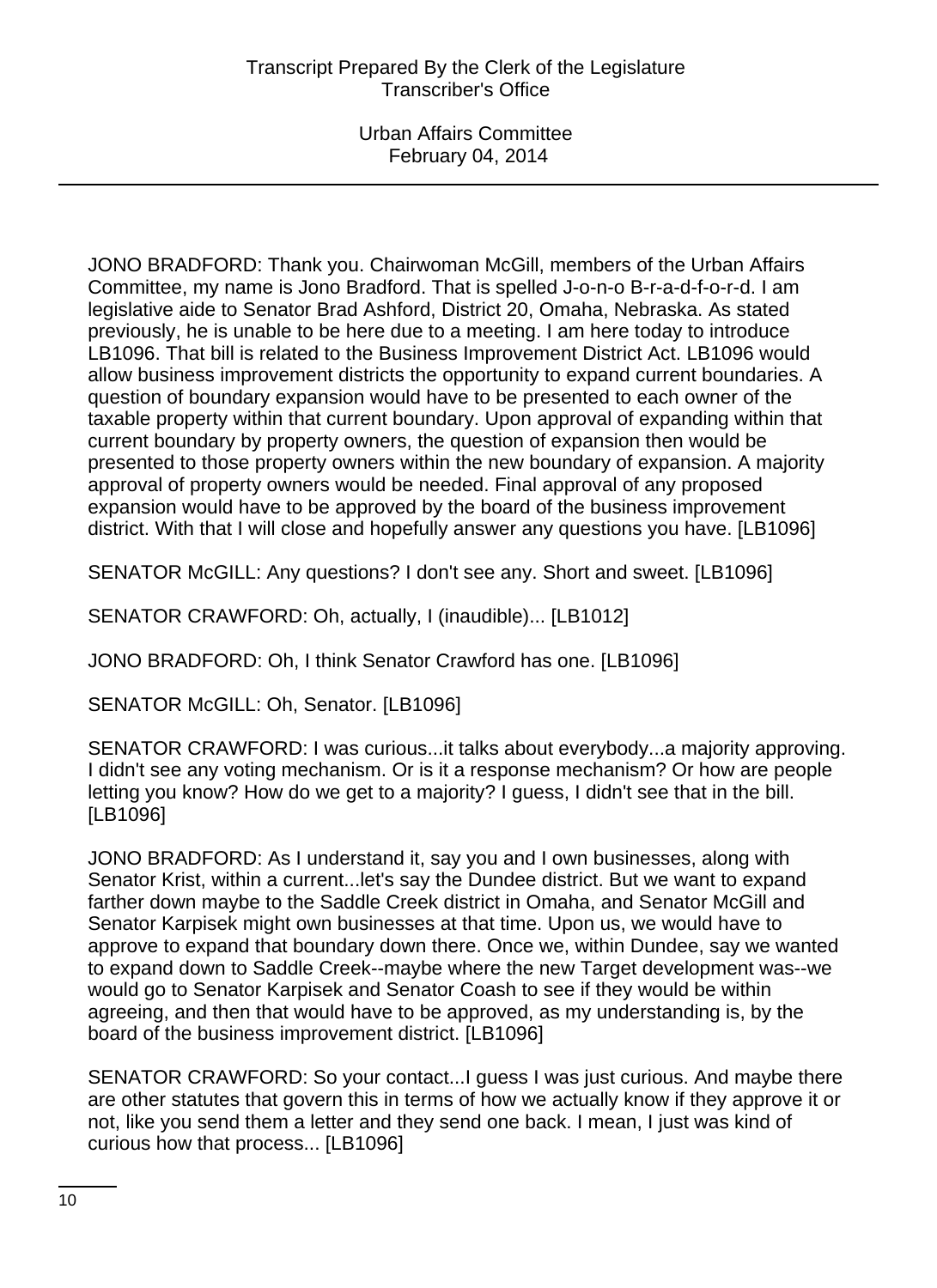JONO BRADFORD: Thank you. Chairwoman McGill, members of the Urban Affairs Committee, my name is Jono Bradford. That is spelled J-o-n-o B-r-a-d-f-o-r-d. I am legislative aide to Senator Brad Ashford, District 20, Omaha, Nebraska. As stated previously, he is unable to be here due to a meeting. I am here today to introduce LB1096. That bill is related to the Business Improvement District Act. LB1096 would allow business improvement districts the opportunity to expand current boundaries. A question of boundary expansion would have to be presented to each owner of the taxable property within that current boundary. Upon approval of expanding within that current boundary by property owners, the question of expansion then would be presented to those property owners within the new boundary of expansion. A majority approval of property owners would be needed. Final approval of any proposed expansion would have to be approved by the board of the business improvement district. With that I will close and hopefully answer any questions you have. [LB1096]

SENATOR McGILL: Any questions? I don't see any. Short and sweet. [LB1096]

SENATOR CRAWFORD: Oh, actually, I (inaudible)... [LB1012]

JONO BRADFORD: Oh, I think Senator Crawford has one. [LB1096]

SENATOR McGILL: Oh, Senator. [LB1096]

SENATOR CRAWFORD: I was curious...it talks about everybody...a majority approving. I didn't see any voting mechanism. Or is it a response mechanism? Or how are people letting you know? How do we get to a majority? I guess, I didn't see that in the bill. [LB1096]

JONO BRADFORD: As I understand it, say you and I own businesses, along with Senator Krist, within a current...let's say the Dundee district. But we want to expand farther down maybe to the Saddle Creek district in Omaha, and Senator McGill and Senator Karpisek might own businesses at that time. Upon us, we would have to approve to expand that boundary down there. Once we, within Dundee, say we wanted to expand down to Saddle Creek--maybe where the new Target development was--we would go to Senator Karpisek and Senator Coash to see if they would be within agreeing, and then that would have to be approved, as my understanding is, by the board of the business improvement district. [LB1096]

SENATOR CRAWFORD: So your contact...I guess I was just curious. And maybe there are other statutes that govern this in terms of how we actually know if they approve it or not, like you send them a letter and they send one back. I mean, I just was kind of curious how that process... [LB1096]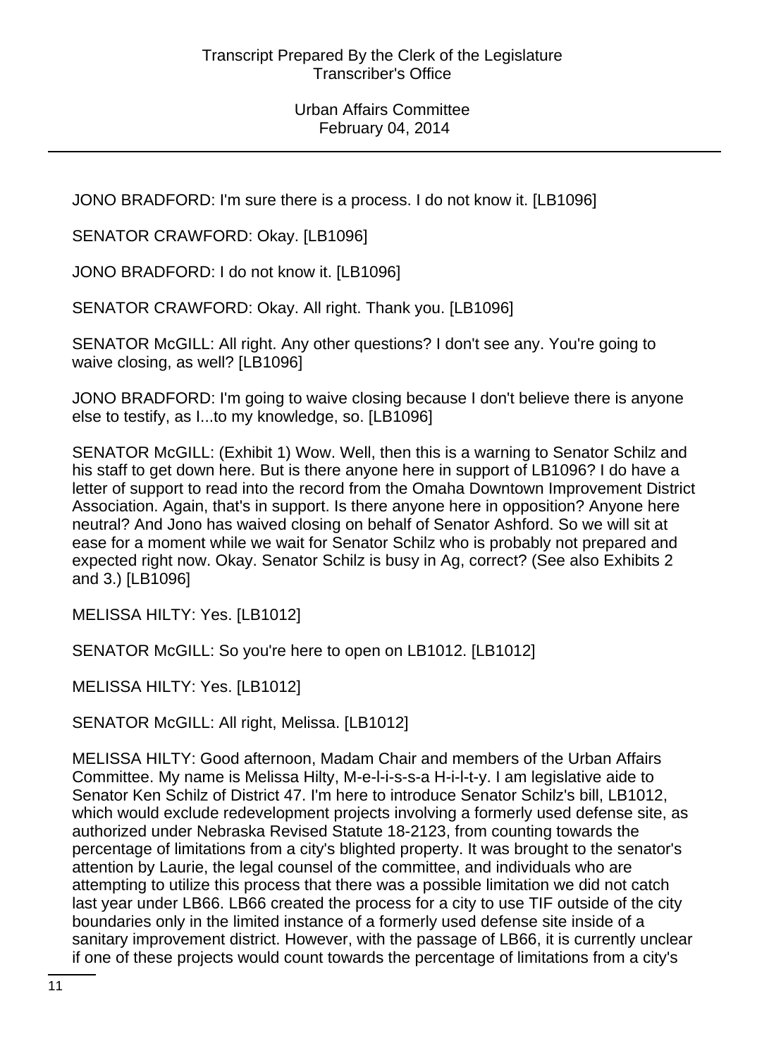JONO BRADFORD: I'm sure there is a process. I do not know it. [LB1096]

SENATOR CRAWFORD: Okay. [LB1096]

JONO BRADFORD: I do not know it. [LB1096]

SENATOR CRAWFORD: Okay. All right. Thank you. [LB1096]

SENATOR McGILL: All right. Any other questions? I don't see any. You're going to waive closing, as well? [LB1096]

JONO BRADFORD: I'm going to waive closing because I don't believe there is anyone else to testify, as I...to my knowledge, so. [LB1096]

SENATOR McGILL: (Exhibit 1) Wow. Well, then this is a warning to Senator Schilz and his staff to get down here. But is there anyone here in support of LB1096? I do have a letter of support to read into the record from the Omaha Downtown Improvement District Association. Again, that's in support. Is there anyone here in opposition? Anyone here neutral? And Jono has waived closing on behalf of Senator Ashford. So we will sit at ease for a moment while we wait for Senator Schilz who is probably not prepared and expected right now. Okay. Senator Schilz is busy in Ag, correct? (See also Exhibits 2 and 3.) [LB1096]

MELISSA HILTY: Yes. [LB1012]

SENATOR McGILL: So you're here to open on LB1012. [LB1012]

MELISSA HILTY: Yes. [LB1012]

SENATOR McGILL: All right, Melissa. [LB1012]

MELISSA HILTY: Good afternoon, Madam Chair and members of the Urban Affairs Committee. My name is Melissa Hilty, M-e-l-i-s-s-a H-i-l-t-y. I am legislative aide to Senator Ken Schilz of District 47. I'm here to introduce Senator Schilz's bill, LB1012, which would exclude redevelopment projects involving a formerly used defense site, as authorized under Nebraska Revised Statute 18-2123, from counting towards the percentage of limitations from a city's blighted property. It was brought to the senator's attention by Laurie, the legal counsel of the committee, and individuals who are attempting to utilize this process that there was a possible limitation we did not catch last year under LB66. LB66 created the process for a city to use TIF outside of the city boundaries only in the limited instance of a formerly used defense site inside of a sanitary improvement district. However, with the passage of LB66, it is currently unclear if one of these projects would count towards the percentage of limitations from a city's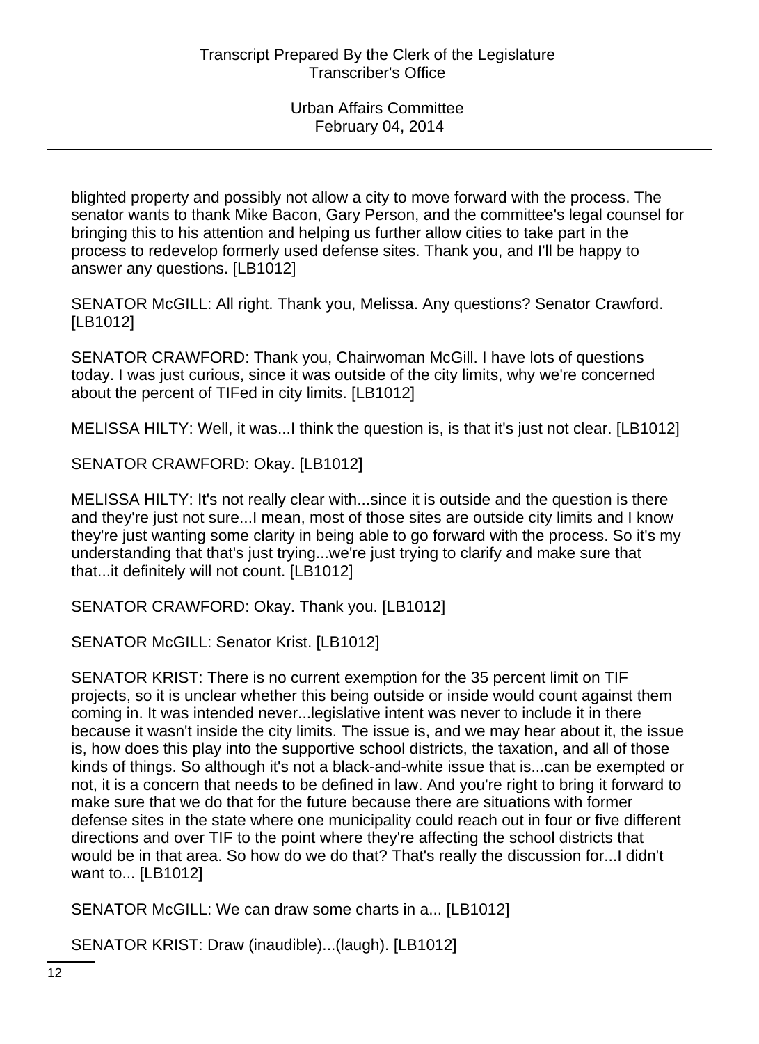blighted property and possibly not allow a city to move forward with the process. The senator wants to thank Mike Bacon, Gary Person, and the committee's legal counsel for bringing this to his attention and helping us further allow cities to take part in the process to redevelop formerly used defense sites. Thank you, and I'll be happy to answer any questions. [LB1012]

SENATOR McGILL: All right. Thank you, Melissa. Any questions? Senator Crawford. [LB1012]

SENATOR CRAWFORD: Thank you, Chairwoman McGill. I have lots of questions today. I was just curious, since it was outside of the city limits, why we're concerned about the percent of TIFed in city limits. [LB1012]

MELISSA HILTY: Well, it was...I think the question is, is that it's just not clear. [LB1012]

SENATOR CRAWFORD: Okay. [LB1012]

MELISSA HILTY: It's not really clear with...since it is outside and the question is there and they're just not sure...I mean, most of those sites are outside city limits and I know they're just wanting some clarity in being able to go forward with the process. So it's my understanding that that's just trying...we're just trying to clarify and make sure that that...it definitely will not count. [LB1012]

SENATOR CRAWFORD: Okay. Thank you. [LB1012]

SENATOR McGILL: Senator Krist. [LB1012]

SENATOR KRIST: There is no current exemption for the 35 percent limit on TIF projects, so it is unclear whether this being outside or inside would count against them coming in. It was intended never...legislative intent was never to include it in there because it wasn't inside the city limits. The issue is, and we may hear about it, the issue is, how does this play into the supportive school districts, the taxation, and all of those kinds of things. So although it's not a black-and-white issue that is...can be exempted or not, it is a concern that needs to be defined in law. And you're right to bring it forward to make sure that we do that for the future because there are situations with former defense sites in the state where one municipality could reach out in four or five different directions and over TIF to the point where they're affecting the school districts that would be in that area. So how do we do that? That's really the discussion for...I didn't want to... [LB1012]

SENATOR McGILL: We can draw some charts in a... [LB1012]

SENATOR KRIST: Draw (inaudible)...(laugh). [LB1012]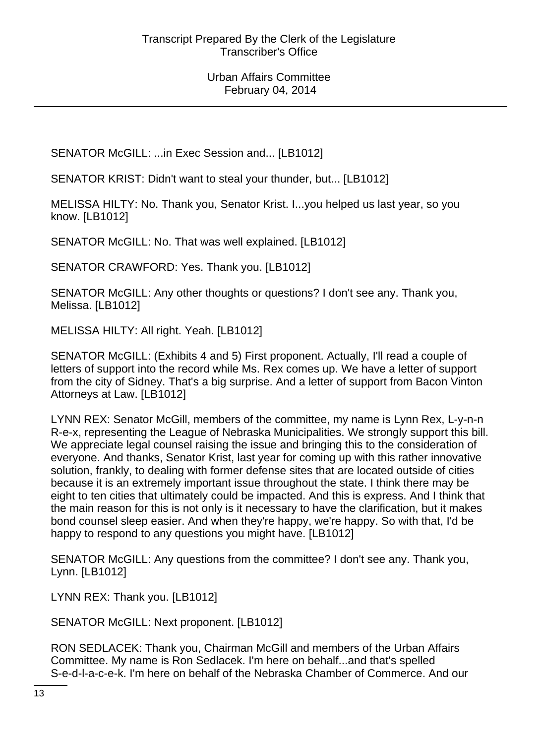SENATOR McGILL: ...in Exec Session and... [LB1012]

SENATOR KRIST: Didn't want to steal your thunder, but... [LB1012]

MELISSA HILTY: No. Thank you, Senator Krist. I...you helped us last year, so you know. [LB1012]

SENATOR McGILL: No. That was well explained. [LB1012]

SENATOR CRAWFORD: Yes. Thank you. [LB1012]

SENATOR McGILL: Any other thoughts or questions? I don't see any. Thank you, Melissa. [LB1012]

MELISSA HILTY: All right. Yeah. [LB1012]

SENATOR McGILL: (Exhibits 4 and 5) First proponent. Actually, I'll read a couple of letters of support into the record while Ms. Rex comes up. We have a letter of support from the city of Sidney. That's a big surprise. And a letter of support from Bacon Vinton Attorneys at Law. [LB1012]

LYNN REX: Senator McGill, members of the committee, my name is Lynn Rex, L-y-n-n R-e-x, representing the League of Nebraska Municipalities. We strongly support this bill. We appreciate legal counsel raising the issue and bringing this to the consideration of everyone. And thanks, Senator Krist, last year for coming up with this rather innovative solution, frankly, to dealing with former defense sites that are located outside of cities because it is an extremely important issue throughout the state. I think there may be eight to ten cities that ultimately could be impacted. And this is express. And I think that the main reason for this is not only is it necessary to have the clarification, but it makes bond counsel sleep easier. And when they're happy, we're happy. So with that, I'd be happy to respond to any questions you might have. [LB1012]

SENATOR McGILL: Any questions from the committee? I don't see any. Thank you, Lynn. [LB1012]

LYNN REX: Thank you. [LB1012]

SENATOR McGILL: Next proponent. [LB1012]

RON SEDLACEK: Thank you, Chairman McGill and members of the Urban Affairs Committee. My name is Ron Sedlacek. I'm here on behalf...and that's spelled S-e-d-l-a-c-e-k. I'm here on behalf of the Nebraska Chamber of Commerce. And our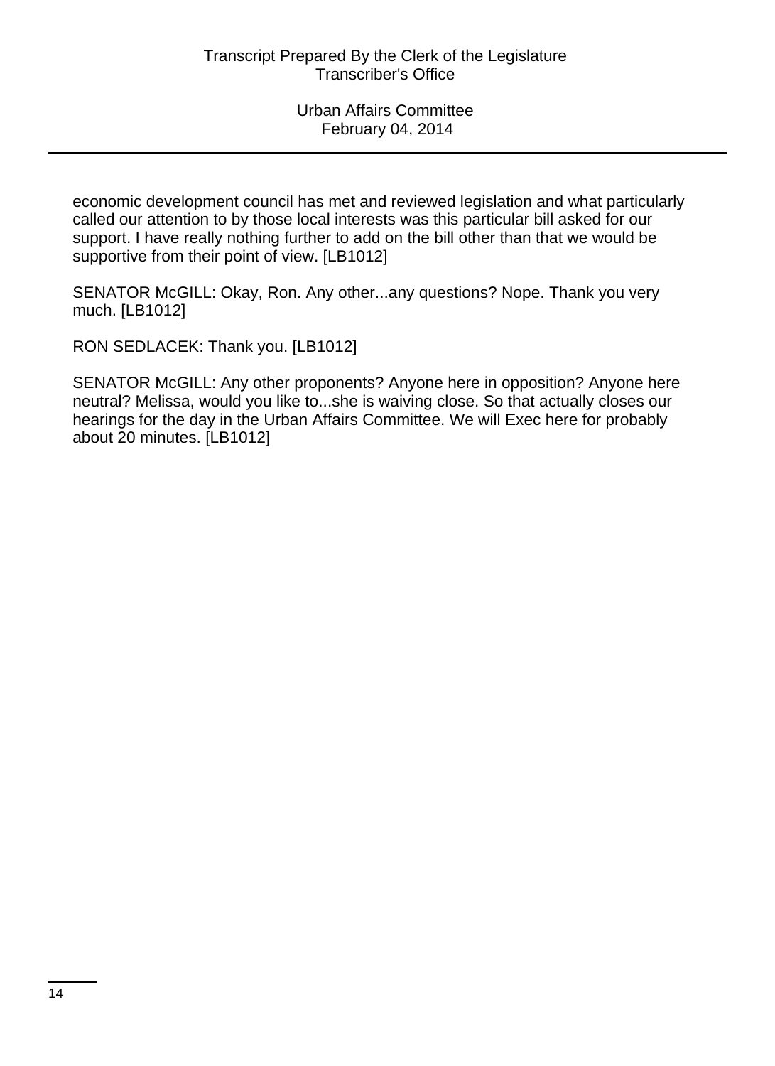economic development council has met and reviewed legislation and what particularly called our attention to by those local interests was this particular bill asked for our support. I have really nothing further to add on the bill other than that we would be supportive from their point of view. [LB1012]

SENATOR McGILL: Okay, Ron. Any other...any questions? Nope. Thank you very much. [LB1012]

RON SEDLACEK: Thank you. [LB1012]

SENATOR McGILL: Any other proponents? Anyone here in opposition? Anyone here neutral? Melissa, would you like to...she is waiving close. So that actually closes our hearings for the day in the Urban Affairs Committee. We will Exec here for probably about 20 minutes. [LB1012]